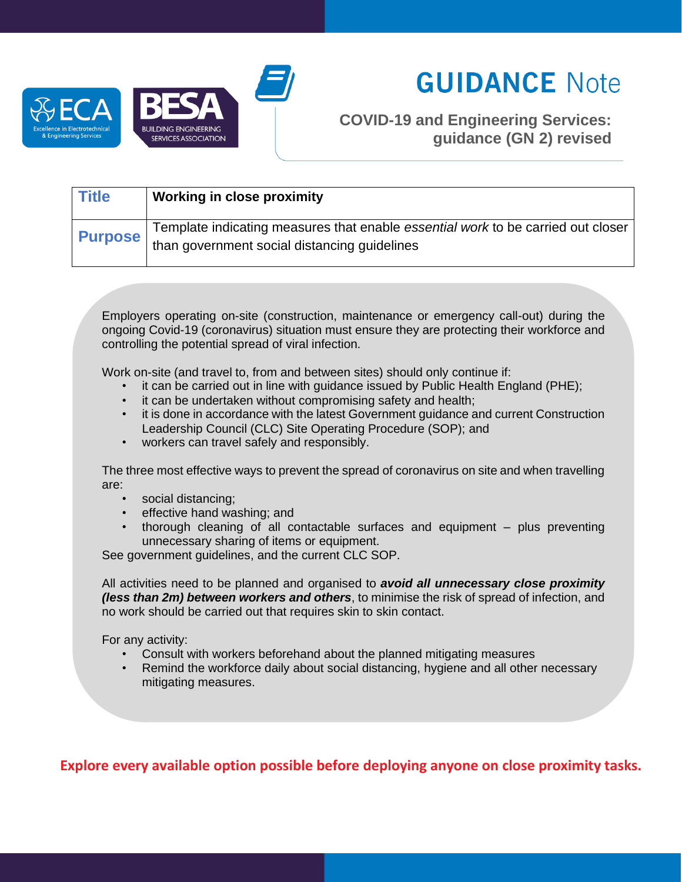# GUIDANCE Note

## COVID-19 and Engineering Services: guidance (GN 2) revised

| **Title** | **Working in close proximity** |
|---|---|
| **Purpose** | Template indicating measures that enable *essential work* to be carried out closer than government social distancing guidelines |

Employers operating on-site (construction, maintenance or emergency call-out) during the ongoing Covid-19 (coronavirus) situation must ensure they are protecting their workforce and controlling the potential spread of viral infection.

Work on-site (and travel to, from and between sites) should only continue if:

- it can be carried out in line with guidance issued by Public Health England (PHE);
- it can be undertaken without compromising safety and health;
- it is done in accordance with the latest Government guidance and current Construction Leadership Council (CLC) Site Operating Procedure (SOP); and
- workers can travel safely and responsibly.

The three most effective ways to prevent the spread of coronavirus on site and when travelling are:

- social distancing;
- effective hand washing; and
- thorough cleaning of all contactable surfaces and equipment – plus preventing unnecessary sharing of items or equipment.

See government guidelines, and the current CLC SOP.

All activities need to be planned and organised to ***avoid all unnecessary close proximity (less than 2m) between workers and others***, to minimise the risk of spread of infection, and no work should be carried out that requires skin to skin contact.

For any activity:

- Consult with workers beforehand about the planned mitigating measures
- Remind the workforce daily about social distancing, hygiene and all other necessary mitigating measures.

**Explore every available option possible before deploying anyone on close proximity tasks.**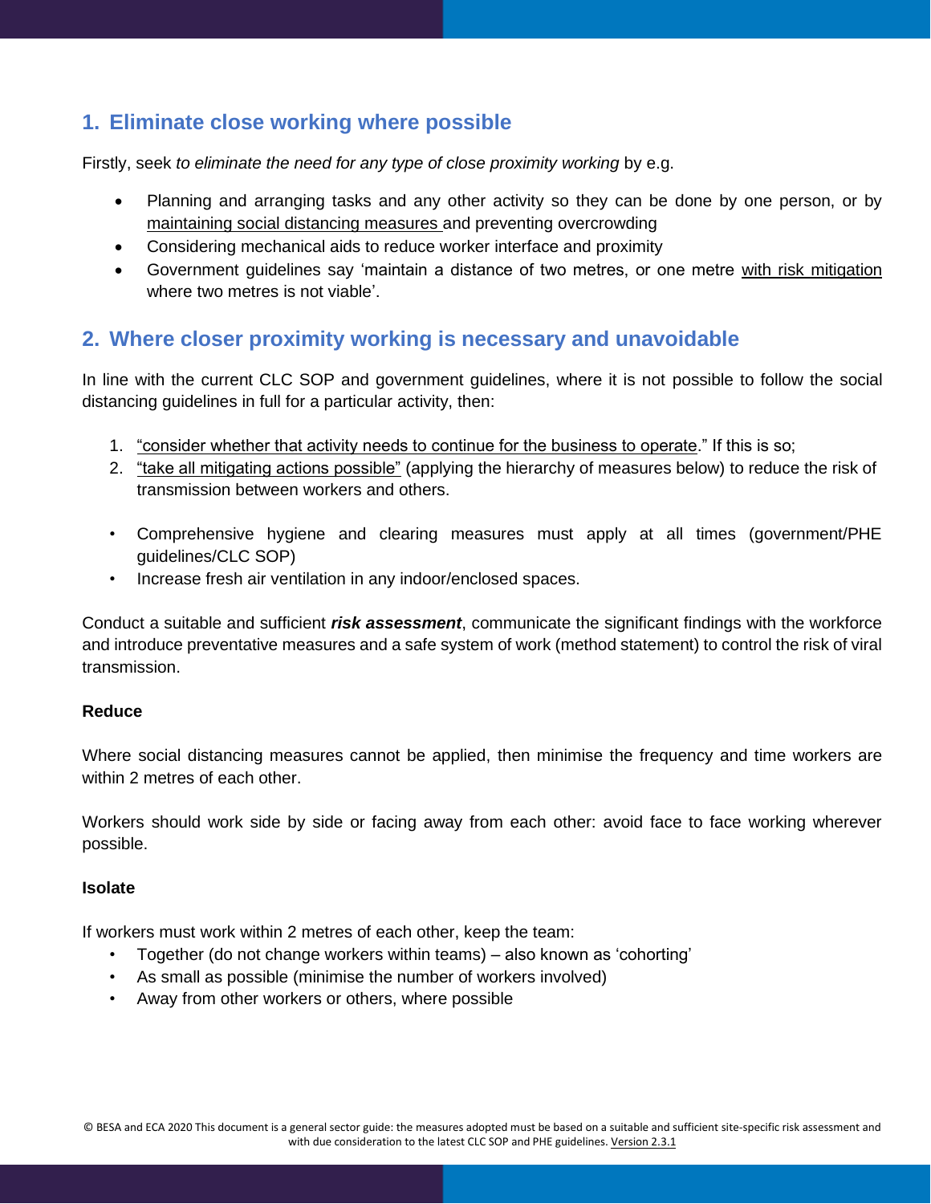## 1. Eliminate close working where possible

Firstly, seek *to eliminate the need for any type of close proximity working* by e.g.

- Planning and arranging tasks and any other activity so they can be done by one person, or by maintaining social distancing measures and preventing overcrowding
- Considering mechanical aids to reduce worker interface and proximity
- Government guidelines say 'maintain a distance of two metres, or one metre with risk mitigation where two metres is not viable'.

## 2. Where closer proximity working is necessary and unavoidable

In line with the current CLC SOP and government guidelines, where it is not possible to follow the social distancing guidelines in full for a particular activity, then:

1. "consider whether that activity needs to continue for the business to operate." If this is so;
2. "take all mitigating actions possible" (applying the hierarchy of measures below) to reduce the risk of transmission between workers and others.

- Comprehensive hygiene and clearing measures must apply at all times (government/PHE guidelines/CLC SOP)
- Increase fresh air ventilation in any indoor/enclosed spaces.

Conduct a suitable and sufficient ***risk assessment***, communicate the significant findings with the workforce and introduce preventative measures and a safe system of work (method statement) to control the risk of viral transmission.

**Reduce**

Where social distancing measures cannot be applied, then minimise the frequency and time workers are within 2 metres of each other.

Workers should work side by side or facing away from each other: avoid face to face working wherever possible.

**Isolate**

If workers must work within 2 metres of each other, keep the team:

- Together (do not change workers within teams) – also known as 'cohorting'
- As small as possible (minimise the number of workers involved)
- Away from other workers or others, where possible

© BESA and ECA 2020 This document is a general sector guide: the measures adopted must be based on a suitable and sufficient site-specific risk assessment and with due consideration to the latest CLC SOP and PHE guidelines. Version 2.3.1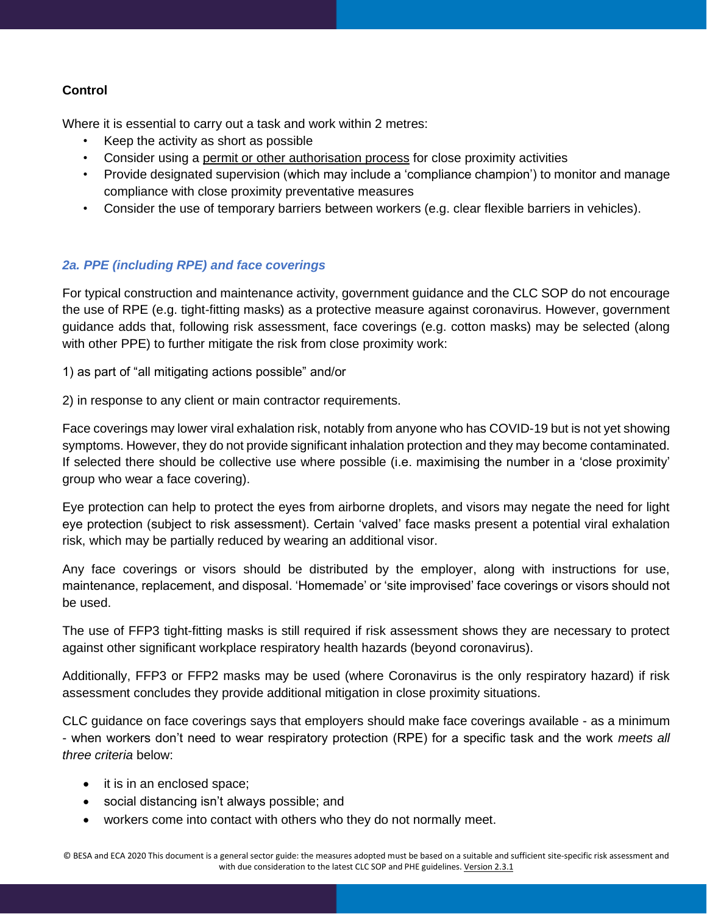**Control**

Where it is essential to carry out a task and work within 2 metres:

- Keep the activity as short as possible
- Consider using a permit or other authorisation process for close proximity activities
- Provide designated supervision (which may include a 'compliance champion') to monitor and manage compliance with close proximity preventative measures
- Consider the use of temporary barriers between workers (e.g. clear flexible barriers in vehicles).

### *2a. PPE (including RPE) and face coverings*

For typical construction and maintenance activity, government guidance and the CLC SOP do not encourage the use of RPE (e.g. tight-fitting masks) as a protective measure against coronavirus. However, government guidance adds that, following risk assessment, face coverings (e.g. cotton masks) may be selected (along with other PPE) to further mitigate the risk from close proximity work:

1) as part of "all mitigating actions possible" and/or

2) in response to any client or main contractor requirements.

Face coverings may lower viral exhalation risk, notably from anyone who has COVID-19 but is not yet showing symptoms. However, they do not provide significant inhalation protection and they may become contaminated. If selected there should be collective use where possible (i.e. maximising the number in a 'close proximity' group who wear a face covering).

Eye protection can help to protect the eyes from airborne droplets, and visors may negate the need for light eye protection (subject to risk assessment). Certain 'valved' face masks present a potential viral exhalation risk, which may be partially reduced by wearing an additional visor.

Any face coverings or visors should be distributed by the employer, along with instructions for use, maintenance, replacement, and disposal. 'Homemade' or 'site improvised' face coverings or visors should not be used.

The use of FFP3 tight-fitting masks is still required if risk assessment shows they are necessary to protect against other significant workplace respiratory health hazards (beyond coronavirus).

Additionally, FFP3 or FFP2 masks may be used (where Coronavirus is the only respiratory hazard) if risk assessment concludes they provide additional mitigation in close proximity situations.

CLC guidance on face coverings says that employers should make face coverings available - as a minimum - when workers don't need to wear respiratory protection (RPE) for a specific task and the work *meets all three criteria* below:

- it is in an enclosed space;
- social distancing isn't always possible; and
- workers come into contact with others who they do not normally meet.

© BESA and ECA 2020 This document is a general sector guide: the measures adopted must be based on a suitable and sufficient site-specific risk assessment and with due consideration to the latest CLC SOP and PHE guidelines. Version 2.3.1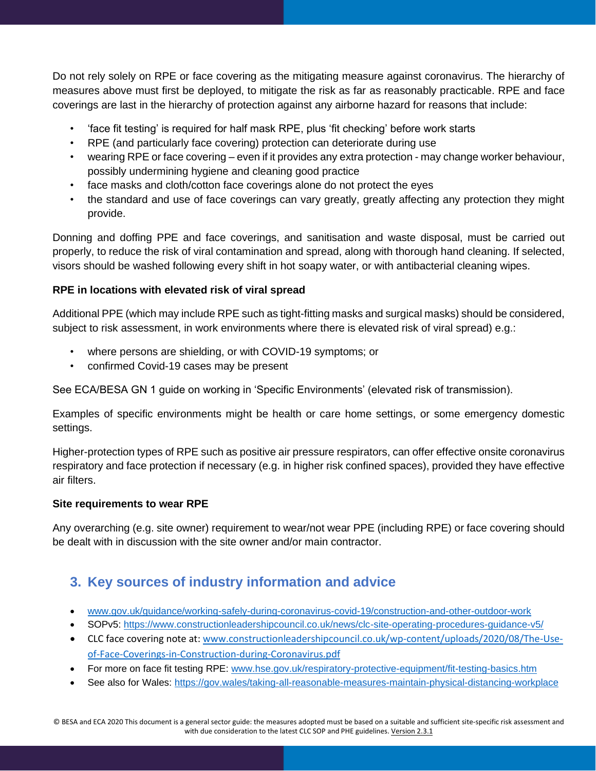Do not rely solely on RPE or face covering as the mitigating measure against coronavirus. The hierarchy of measures above must first be deployed, to mitigate the risk as far as reasonably practicable. RPE and face coverings are last in the hierarchy of protection against any airborne hazard for reasons that include:

- 'face fit testing' is required for half mask RPE, plus 'fit checking' before work starts
- RPE (and particularly face covering) protection can deteriorate during use
- wearing RPE or face covering – even if it provides any extra protection - may change worker behaviour, possibly undermining hygiene and cleaning good practice
- face masks and cloth/cotton face coverings alone do not protect the eyes
- the standard and use of face coverings can vary greatly, greatly affecting any protection they might provide.

Donning and doffing PPE and face coverings, and sanitisation and waste disposal, must be carried out properly, to reduce the risk of viral contamination and spread, along with thorough hand cleaning. If selected, visors should be washed following every shift in hot soapy water, or with antibacterial cleaning wipes.

**RPE in locations with elevated risk of viral spread**

Additional PPE (which may include RPE such as tight-fitting masks and surgical masks) should be considered, subject to risk assessment, in work environments where there is elevated risk of viral spread) e.g.:

- where persons are shielding, or with COVID-19 symptoms; or
- confirmed Covid-19 cases may be present

See ECA/BESA GN 1 guide on working in 'Specific Environments' (elevated risk of transmission).

Examples of specific environments might be health or care home settings, or some emergency domestic settings.

Higher-protection types of RPE such as positive air pressure respirators, can offer effective onsite coronavirus respiratory and face protection if necessary (e.g. in higher risk confined spaces), provided they have effective air filters.

**Site requirements to wear RPE**

Any overarching (e.g. site owner) requirement to wear/not wear PPE (including RPE) or face covering should be dealt with in discussion with the site owner and/or main contractor.

## 3. Key sources of industry information and advice

- www.gov.uk/guidance/working-safely-during-coronavirus-covid-19/construction-and-other-outdoor-work
- SOPv5: https://www.constructionleadershipcouncil.co.uk/news/clc-site-operating-procedures-guidance-v5/
- CLC face covering note at: www.constructionleadershipcouncil.co.uk/wp-content/uploads/2020/08/The-Use-of-Face-Coverings-in-Construction-during-Coronavirus.pdf
- For more on face fit testing RPE: www.hse.gov.uk/respiratory-protective-equipment/fit-testing-basics.htm
- See also for Wales: https://gov.wales/taking-all-reasonable-measures-maintain-physical-distancing-workplace

© BESA and ECA 2020 This document is a general sector guide: the measures adopted must be based on a suitable and sufficient site-specific risk assessment and with due consideration to the latest CLC SOP and PHE guidelines. Version 2.3.1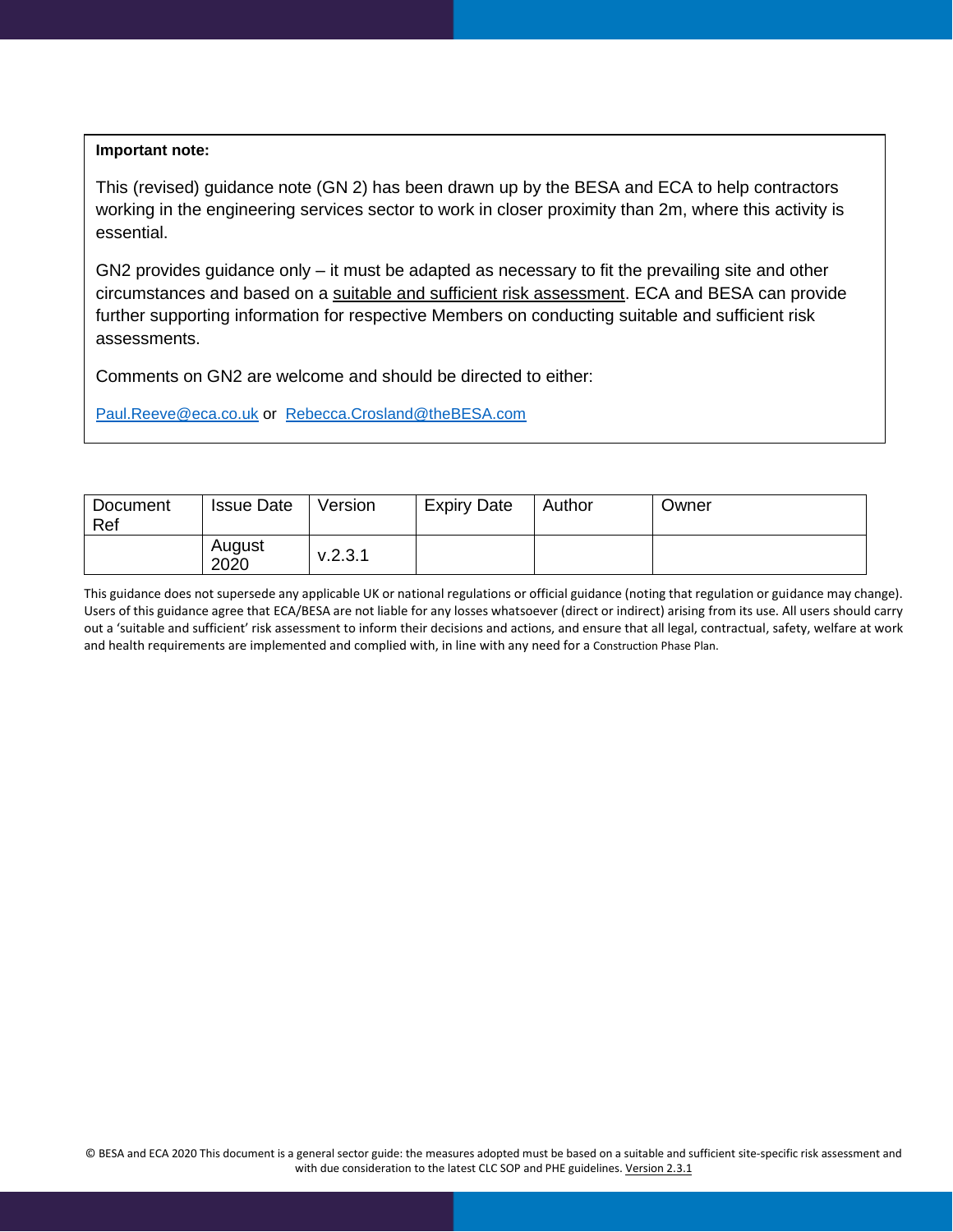**Important note:**

This (revised) guidance note (GN 2) has been drawn up by the BESA and ECA to help contractors working in the engineering services sector to work in closer proximity than 2m, where this activity is essential.

GN2 provides guidance only – it must be adapted as necessary to fit the prevailing site and other circumstances and based on a suitable and sufficient risk assessment. ECA and BESA can provide further supporting information for respective Members on conducting suitable and sufficient risk assessments.

Comments on GN2 are welcome and should be directed to either:

Paul.Reeve@eca.co.uk or Rebecca.Crosland@theBESA.com

| Document Ref | Issue Date | Version | Expiry Date | Author | Owner |
|---|---|---|---|---|---|
| | August 2020 | v.2.3.1 | | | |

This guidance does not supersede any applicable UK or national regulations or official guidance (noting that regulation or guidance may change). Users of this guidance agree that ECA/BESA are not liable for any losses whatsoever (direct or indirect) arising from its use. All users should carry out a 'suitable and sufficient' risk assessment to inform their decisions and actions, and ensure that all legal, contractual, safety, welfare at work and health requirements are implemented and complied with, in line with any need for a Construction Phase Plan.

© BESA and ECA 2020 This document is a general sector guide: the measures adopted must be based on a suitable and sufficient site-specific risk assessment and with due consideration to the latest CLC SOP and PHE guidelines. Version 2.3.1